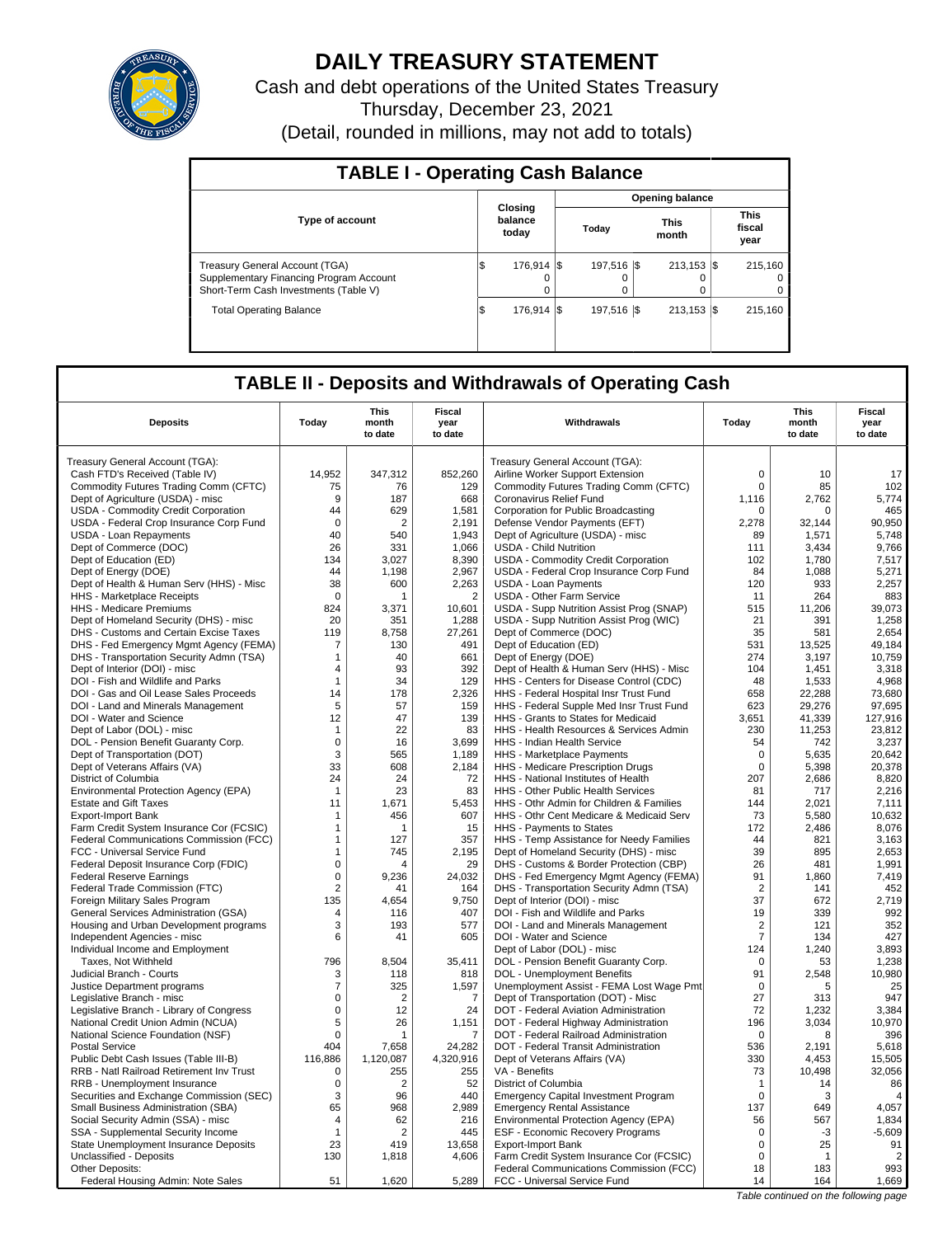# DAILY TREASURY STATEMENT

Cash and debt operations of the United States Treasury

Thursday, December 23, 2021

(Detail, rounded in millions, may not add to totals)

## TABLE I - Operating Cash Balance

| Type of account | Closing balance today | Opening balance Today | Opening balance This month | Opening balance This fiscal year |
|---|---|---|---|---|
| Treasury General Account (TGA) | $ 176,914 | $ 197,516 | $ 213,153 | $ 215,160 |
| Supplementary Financing Program Account | 0 | 0 | 0 | 0 |
| Short-Term Cash Investments (Table V) | 0 | 0 | 0 | 0 |
| Total Operating Balance | $ 176,914 | $ 197,516 | $ 213,153 | $ 215,160 |

## TABLE II - Deposits and Withdrawals of Operating Cash

| Deposits | Today | This month to date | Fiscal year to date | Withdrawals | Today | This month to date | Fiscal year to date |
|---|---|---|---|---|---|---|---|
| Treasury General Account (TGA): | | | | Treasury General Account (TGA): | | | |
| Cash FTD's Received (Table IV) | 14,952 | 347,312 | 852,260 | Airline Worker Support Extension | 0 | 10 | 17 |
| Commodity Futures Trading Comm (CFTC) | 75 | 76 | 129 | Commodity Futures Trading Comm (CFTC) | 0 | 85 | 102 |
| Dept of Agriculture (USDA) - misc | 9 | 187 | 668 | Coronavirus Relief Fund | 1,116 | 2,762 | 5,774 |
| USDA - Commodity Credit Corporation | 44 | 629 | 1,581 | Corporation for Public Broadcasting | 0 | 0 | 465 |
| USDA - Federal Crop Insurance Corp Fund | 0 | 2 | 2,191 | Defense Vendor Payments (EFT) | 2,278 | 32,144 | 90,950 |
| USDA - Loan Repayments | 40 | 540 | 1,943 | Dept of Agriculture (USDA) - misc | 89 | 1,571 | 5,748 |
| Dept of Commerce (DOC) | 26 | 331 | 1,066 | USDA - Child Nutrition | 111 | 3,434 | 9,766 |
| Dept of Education (ED) | 134 | 3,027 | 8,390 | USDA - Commodity Credit Corporation | 102 | 1,780 | 7,517 |
| Dept of Energy (DOE) | 44 | 1,198 | 2,967 | USDA - Federal Crop Insurance Corp Fund | 84 | 1,088 | 5,271 |
| Dept of Health & Human Serv (HHS) - Misc | 38 | 600 | 2,263 | USDA - Loan Payments | 120 | 933 | 2,257 |
| HHS - Marketplace Receipts | 0 | 1 | 2 | USDA - Other Farm Service | 11 | 264 | 883 |
| HHS - Medicare Premiums | 824 | 3,371 | 10,601 | USDA - Supp Nutrition Assist Prog (SNAP) | 515 | 11,206 | 39,073 |
| Dept of Homeland Security (DHS) - misc | 20 | 351 | 1,288 | USDA - Supp Nutrition Assist Prog (WIC) | 21 | 391 | 1,258 |
| DHS - Customs and Certain Excise Taxes | 119 | 8,758 | 27,261 | Dept of Commerce (DOC) | 35 | 581 | 2,654 |
| DHS - Fed Emergency Mgmt Agency (FEMA) | 7 | 130 | 491 | Dept of Education (ED) | 531 | 13,525 | 49,184 |
| DHS - Transportation Security Admn (TSA) | 1 | 40 | 661 | Dept of Energy (DOE) | 274 | 3,197 | 10,759 |
| Dept of Interior (DOI) - misc | 4 | 93 | 392 | Dept of Health & Human Serv (HHS) - Misc | 104 | 1,451 | 3,318 |
| DOI - Fish and Wildlife and Parks | 1 | 34 | 129 | HHS - Centers for Disease Control (CDC) | 48 | 1,533 | 4,968 |
| DOI - Gas and Oil Lease Sales Proceeds | 14 | 178 | 2,326 | HHS - Federal Hospital Insr Trust Fund | 658 | 22,288 | 73,680 |
| DOI - Land and Minerals Management | 5 | 57 | 159 | HHS - Federal Supple Med Insr Trust Fund | 623 | 29,276 | 97,695 |
| DOI - Water and Science | 12 | 47 | 139 | HHS - Grants to States for Medicaid | 3,651 | 41,339 | 127,916 |
| Dept of Labor (DOL) - misc | 1 | 22 | 83 | HHS - Health Resources & Services Admin | 230 | 11,253 | 23,812 |
| DOL - Pension Benefit Guaranty Corp. | 0 | 16 | 3,699 | HHS - Indian Health Service | 54 | 742 | 3,237 |
| Dept of Transportation (DOT) | 3 | 565 | 1,189 | HHS - Marketplace Payments | 0 | 5,635 | 20,642 |
| Dept of Veterans Affairs (VA) | 33 | 608 | 2,184 | HHS - Medicare Prescription Drugs | 0 | 5,398 | 20,378 |
| District of Columbia | 24 | 24 | 72 | HHS - National Institutes of Health | 207 | 2,686 | 8,820 |
| Environmental Protection Agency (EPA) | 1 | 23 | 83 | HHS - Other Public Health Services | 81 | 717 | 2,216 |
| Estate and Gift Taxes | 11 | 1,671 | 5,453 | HHS - Othr Admin for Children & Families | 144 | 2,021 | 7,111 |
| Export-Import Bank | 1 | 456 | 607 | HHS - Othr Cent Medicare & Medicaid Serv | 73 | 5,580 | 10,632 |
| Farm Credit System Insurance Cor (FCSIC) | 1 | 1 | 15 | HHS - Payments to States | 172 | 2,486 | 8,076 |
| Federal Communications Commission (FCC) | 1 | 127 | 357 | HHS - Temp Assistance for Needy Families | 44 | 821 | 3,163 |
| FCC - Universal Service Fund | 1 | 745 | 2,195 | Dept of Homeland Security (DHS) - misc | 39 | 895 | 2,653 |
| Federal Deposit Insurance Corp (FDIC) | 0 | 4 | 29 | DHS - Customs & Border Protection (CBP) | 26 | 481 | 1,991 |
| Federal Reserve Earnings | 0 | 9,236 | 24,032 | DHS - Fed Emergency Mgmt Agency (FEMA) | 91 | 1,860 | 7,419 |
| Federal Trade Commission (FTC) | 2 | 41 | 164 | DHS - Transportation Security Admn (TSA) | 2 | 141 | 452 |
| Foreign Military Sales Program | 135 | 4,654 | 9,750 | Dept of Interior (DOI) - misc | 37 | 672 | 2,719 |
| General Services Administration (GSA) | 4 | 116 | 407 | DOI - Fish and Wildlife and Parks | 19 | 339 | 992 |
| Housing and Urban Development programs | 3 | 193 | 577 | DOI - Land and Minerals Management | 2 | 121 | 352 |
| Independent Agencies - misc | 6 | 41 | 605 | DOI - Water and Science | 7 | 134 | 427 |
| Individual Income and Employment | | | | Dept of Labor (DOL) - misc | 124 | 1,240 | 3,893 |
| Taxes, Not Withheld | 796 | 8,504 | 35,411 | DOL - Pension Benefit Guaranty Corp. | 0 | 53 | 1,238 |
| Judicial Branch - Courts | 3 | 118 | 818 | DOL - Unemployment Benefits | 91 | 2,548 | 10,980 |
| Justice Department programs | 7 | 325 | 1,597 | Unemployment Assist - FEMA Lost Wage Pmt | 0 | 5 | 25 |
| Legislative Branch - misc | 0 | 2 | 7 | Dept of Transportation (DOT) - Misc | 27 | 313 | 947 |
| Legislative Branch - Library of Congress | 0 | 12 | 24 | DOT - Federal Aviation Administration | 72 | 1,232 | 3,384 |
| National Credit Union Admin (NCUA) | 5 | 26 | 1,151 | DOT - Federal Highway Administration | 196 | 3,034 | 10,970 |
| National Science Foundation (NSF) | 0 | 1 | 7 | DOT - Federal Railroad Administration | 0 | 8 | 396 |
| Postal Service | 404 | 7,658 | 24,282 | DOT - Federal Transit Administration | 536 | 2,191 | 5,618 |
| Public Debt Cash Issues (Table III-B) | 116,886 | 1,120,087 | 4,320,916 | Dept of Veterans Affairs (VA) | 330 | 4,453 | 15,505 |
| RRB - Natl Railroad Retirement Inv Trust | 0 | 255 | 255 | VA - Benefits | 73 | 10,498 | 32,056 |
| RRB - Unemployment Insurance | 0 | 2 | 52 | District of Columbia | 1 | 14 | 86 |
| Securities and Exchange Commission (SEC) | 3 | 96 | 440 | Emergency Capital Investment Program | 0 | 3 | 4 |
| Small Business Administration (SBA) | 65 | 968 | 2,989 | Emergency Rental Assistance | 137 | 649 | 4,057 |
| Social Security Admin (SSA) - misc | 4 | 62 | 216 | Environmental Protection Agency (EPA) | 56 | 567 | 1,834 |
| SSA - Supplemental Security Income | 1 | 2 | 445 | ESF - Economic Recovery Programs | 0 | -3 | -5,609 |
| State Unemployment Insurance Deposits | 23 | 419 | 13,658 | Export-Import Bank | 0 | 25 | 91 |
| Unclassified - Deposits | 130 | 1,818 | 4,606 | Farm Credit System Insurance Cor (FCSIC) | 0 | 1 | 2 |
| Other Deposits: | | | | Federal Communications Commission (FCC) | 18 | 183 | 993 |
| Federal Housing Admin: Note Sales | 51 | 1,620 | 5,289 | FCC - Universal Service Fund | 14 | 164 | 1,669 |

*Table continued on the following page*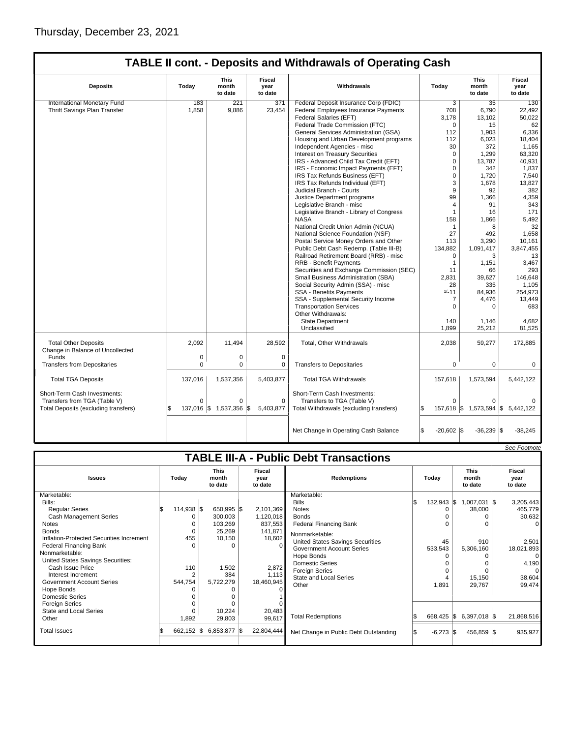Thursday, December 23, 2021

## TABLE II cont. - Deposits and Withdrawals of Operating Cash

| Deposits | Today | This month to date | Fiscal year to date | Withdrawals | Today | This month to date | Fiscal year to date |
|---|---|---|---|---|---|---|---|
| International Monetary Fund | 183 | 221 | 371 | Federal Deposit Insurance Corp (FDIC) | 3 | 35 | 130 |
| Thrift Savings Plan Transfer | 1,858 | 9,886 | 23,454 | Federal Employees Insurance Payments | 708 | 6,790 | 22,492 |
| | | | | Federal Salaries (EFT) | 3,178 | 13,102 | 50,022 |
| | | | | Federal Trade Commission (FTC) | 0 | 15 | 62 |
| | | | | General Services Administration (GSA) | 112 | 1,903 | 6,336 |
| | | | | Housing and Urban Development programs | 112 | 6,023 | 18,404 |
| | | | | Independent Agencies - misc | 30 | 372 | 1,165 |
| | | | | Interest on Treasury Securities | 0 | 1,299 | 63,320 |
| | | | | IRS - Advanced Child Tax Credit (EFT) | 0 | 13,787 | 40,931 |
| | | | | IRS - Economic Impact Payments (EFT) | 0 | 342 | 1,837 |
| | | | | IRS Tax Refunds Business (EFT) | 0 | 1,720 | 7,540 |
| | | | | IRS Tax Refunds Individual (EFT) | 3 | 1,678 | 13,827 |
| | | | | Judicial Branch - Courts | 9 | 92 | 382 |
| | | | | Justice Department programs | 99 | 1,366 | 4,359 |
| | | | | Legislative Branch - misc | 4 | 91 | 343 |
| | | | | Legislative Branch - Library of Congress | 1 | 16 | 171 |
| | | | | NASA | 158 | 1,866 | 5,492 |
| | | | | National Credit Union Admin (NCUA) | 1 | 8 | 32 |
| | | | | National Science Foundation (NSF) | 27 | 492 | 1,658 |
| | | | | Postal Service Money Orders and Other | 113 | 3,290 | 10,161 |
| | | | | Public Debt Cash Redemp. (Table III-B) | 134,882 | 1,091,417 | 3,847,455 |
| | | | | Railroad Retirement Board (RRB) - misc | 0 | 3 | 13 |
| | | | | RRB - Benefit Payments | 1 | 1,151 | 3,467 |
| | | | | Securities and Exchange Commission (SEC) | 11 | 66 | 293 |
| | | | | Small Business Administration (SBA) | 2,831 | 39,627 | 146,648 |
| | | | | Social Security Admin (SSA) - misc | 28 | 335 | 1,105 |
| | | | | SSA - Benefits Payments | 1/-11 | 84,936 | 254,973 |
| | | | | SSA - Supplemental Security Income | 7 | 4,476 | 13,449 |
| | | | | Transportation Services | 0 | 0 | 683 |
| | | | | Other Withdrawals: | | | |
| | | | | State Department | 140 | 1,146 | 4,682 |
| | | | | Unclassified | 1,899 | 25,212 | 81,525 |
| Total Other Deposits | 2,092 | 11,494 | 28,592 | Total, Other Withdrawals | 2,038 | 59,277 | 172,885 |
| Change in Balance of Uncollected Funds | 0 | 0 | 0 | | | | |
| Transfers from Depositaries | 0 | 0 | 0 | Transfers to Depositaries | 0 | 0 | 0 |
| Total TGA Deposits | 137,016 | 1,537,356 | 5,403,877 | Total TGA Withdrawals | 157,618 | 1,573,594 | 5,442,122 |
| Short-Term Cash Investments: | | | | Short-Term Cash Investments: | | | |
| Transfers from TGA (Table V) | 0 | 0 | 0 | Transfers to TGA (Table V) | 0 | 0 | 0 |
| Total Deposits (excluding transfers) | $ 137,016 | $ 1,537,356 | $ 5,403,877 | Total Withdrawals (excluding transfers) | $ 157,618 | $ 1,573,594 | $ 5,442,122 |
| | | | | Net Change in Operating Cash Balance | $ -20,602 | $ -36,239 | $ -38,245 |

*See Footnote*

## TABLE III-A - Public Debt Transactions

| Issues | Today | This month to date | Fiscal year to date | Redemptions | Today | This month to date | Fiscal year to date |
|---|---|---|---|---|---|---|---|
| Marketable: | | | | Marketable: | | | |
| Bills: | | | | Bills | $ 132,943 | $ 1,007,031 | $ 3,205,443 |
| Regular Series | $ 114,938 | $ 650,995 | $ 2,101,369 | Notes | 0 | 38,000 | 465,779 |
| Cash Management Series | 0 | 300,003 | 1,120,018 | Bonds | 0 | 0 | 30,632 |
| Notes | 0 | 103,269 | 837,553 | Federal Financing Bank | 0 | 0 | 0 |
| Bonds | 0 | 25,269 | 141,871 | Nonmarketable: | | | |
| Inflation-Protected Securities Increment | 455 | 10,150 | 18,602 | United States Savings Securities | 45 | 910 | 2,501 |
| Federal Financing Bank | 0 | 0 | 0 | Government Account Series | 533,543 | 5,306,160 | 18,021,893 |
| Nonmarketable: | | | | Hope Bonds | 0 | 0 | 0 |
| United States Savings Securities: | | | | Domestic Series | 0 | 0 | 4,190 |
| Cash Issue Price | 110 | 1,502 | 2,872 | Foreign Series | 0 | 0 | 0 |
| Interest Increment | 2 | 384 | 1,113 | State and Local Series | 4 | 15,150 | 38,604 |
| Government Account Series | 544,754 | 5,722,279 | 18,460,945 | Other | 1,891 | 29,767 | 99,474 |
| Hope Bonds | 0 | 0 | 0 | | | | |
| Domestic Series | 0 | 0 | 1 | | | | |
| Foreign Series | 0 | 0 | 0 | | | | |
| State and Local Series | 0 | 10,224 | 20,483 | | | | |
| Other | 1,892 | 29,803 | 99,617 | Total Redemptions | $ 668,425 | $ 6,397,018 | $ 21,868,516 |
| Total Issues | $ 662,152 | $ 6,853,877 | $ 22,804,444 | Net Change in Public Debt Outstanding | $ -6,273 | $ 456,859 | $ 935,927 |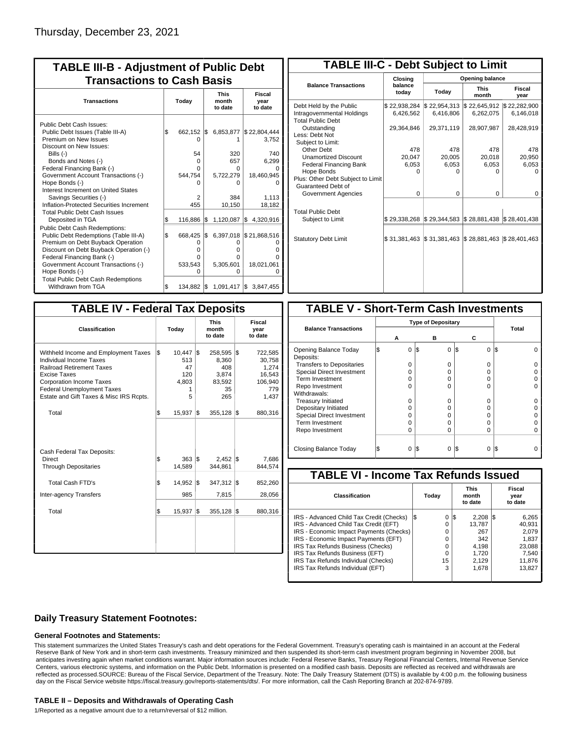Thursday, December 23, 2021

## TABLE III-B - Adjustment of Public Debt Transactions to Cash Basis

| Transactions | Today | This month to date | Fiscal year to date |
|---|---|---|---|
| Public Debt Cash Issues: | | | |
| Public Debt Issues (Table III-A) | $ 662,152 | $ 6,853,877 | $ 22,804,444 |
| Premium on New Issues | 0 | 1 | 3,752 |
| Discount on New Issues: | | | |
| Bills (-) | 54 | 320 | 740 |
| Bonds and Notes (-) | 0 | 657 | 6,299 |
| Federal Financing Bank (-) | 0 | 0 | 0 |
| Government Account Transactions (-) | 544,754 | 5,722,279 | 18,460,945 |
| Hope Bonds (-) | 0 | 0 | 0 |
| Interest Increment on United States Savings Securities (-) | 2 | 384 | 1,113 |
| Inflation-Protected Securities Increment | 455 | 10,150 | 18,182 |
| Total Public Debt Cash Issues Deposited in TGA | $ 116,886 | $ 1,120,087 | $ 4,320,916 |
| Public Debt Cash Redemptions: | | | |
| Public Debt Redemptions (Table III-A) | $ 668,425 | $ 6,397,018 | $ 21,868,516 |
| Premium on Debt Buyback Operation | 0 | 0 | 0 |
| Discount on Debt Buyback Operation (-) | 0 | 0 | 0 |
| Federal Financing Bank (-) | 0 | 0 | 0 |
| Government Account Transactions (-) | 533,543 | 5,305,601 | 18,021,061 |
| Hope Bonds (-) | 0 | 0 | 0 |
| Total Public Debt Cash Redemptions Withdrawn from TGA | $ 134,882 | $ 1,091,417 | $ 3,847,455 |

## TABLE III-C - Debt Subject to Limit

| Balance Transactions | Closing balance today | Opening balance Today | Opening balance This month | Opening balance Fiscal year |
|---|---|---|---|---|
| Debt Held by the Public | $ 22,938,284 | $ 22,954,313 | $ 22,645,912 | $ 22,282,900 |
| Intragovernmental Holdings | 6,426,562 | 6,416,806 | 6,262,075 | 6,146,018 |
| Total Public Debt Outstanding | 29,364,846 | 29,371,119 | 28,907,987 | 28,428,919 |
| Less: Debt Not Subject to Limit: | | | | |
| Other Debt | 478 | 478 | 478 | 478 |
| Unamortized Discount | 20,047 | 20,005 | 20,018 | 20,950 |
| Federal Financing Bank | 6,053 | 6,053 | 6,053 | 6,053 |
| Hope Bonds | 0 | 0 | 0 | 0 |
| Plus: Other Debt Subject to Limit Guaranteed Debt of Government Agencies | 0 | 0 | 0 | 0 |
| Total Public Debt Subject to Limit | $ 29,338,268 | $ 29,344,583 | $ 28,881,438 | $ 28,401,438 |
| Statutory Debt Limit | $ 31,381,463 | $ 31,381,463 | $ 28,881,463 | $ 28,401,463 |

## TABLE IV - Federal Tax Deposits

| Classification | Today | This month to date | Fiscal year to date |
|---|---|---|---|
| Withheld Income and Employment Taxes | $ 10,447 | $ 258,595 | $ 722,585 |
| Individual Income Taxes | 513 | 8,360 | 30,758 |
| Railroad Retirement Taxes | 47 | 408 | 1,274 |
| Excise Taxes | 120 | 3,874 | 16,543 |
| Corporation Income Taxes | 4,803 | 83,592 | 106,940 |
| Federal Unemployment Taxes | 1 | 35 | 779 |
| Estate and Gift Taxes & Misc IRS Rcpts. | 5 | 265 | 1,437 |
| Total | $ 15,937 | $ 355,128 | $ 880,316 |
| Cash Federal Tax Deposits: | | | |
| Direct | $ 363 | $ 2,452 | $ 7,686 |
| Through Depositaries | 14,589 | 344,861 | 844,574 |
| Total Cash FTD's | $ 14,952 | $ 347,312 | $ 852,260 |
| Inter-agency Transfers | 985 | 7,815 | 28,056 |
| Total | $ 15,937 | $ 355,128 | $ 880,316 |

## TABLE V - Short-Term Cash Investments

| Balance Transactions | Type of Depositary A | B | C | Total |
|---|---|---|---|---|
| Opening Balance Today | $ 0 | $ 0 | $ 0 | $ 0 |
| Deposits: | | | | |
| Transfers to Depositaries | 0 | 0 | 0 | 0 |
| Special Direct Investment | 0 | 0 | 0 | 0 |
| Term Investment | 0 | 0 | 0 | 0 |
| Repo Investment | 0 | 0 | 0 | 0 |
| Withdrawals: | | | | |
| Treasury Initiated | 0 | 0 | 0 | 0 |
| Depositary Initiated | 0 | 0 | 0 | 0 |
| Special Direct Investment | 0 | 0 | 0 | 0 |
| Term Investment | 0 | 0 | 0 | 0 |
| Repo Investment | 0 | 0 | 0 | 0 |
| Closing Balance Today | $ 0 | $ 0 | $ 0 | $ 0 |

## TABLE VI - Income Tax Refunds Issued

| Classification | Today | This month to date | Fiscal year to date |
|---|---|---|---|
| IRS - Advanced Child Tax Credit (Checks) | $ 0 | $ 2,208 | $ 6,265 |
| IRS - Advanced Child Tax Credit (EFT) | 0 | 13,787 | 40,931 |
| IRS - Economic Impact Payments (Checks) | 0 | 267 | 2,079 |
| IRS - Economic Impact Payments (EFT) | 0 | 342 | 1,837 |
| IRS Tax Refunds Business (Checks) | 0 | 4,198 | 23,088 |
| IRS Tax Refunds Business (EFT) | 0 | 1,720 | 7,540 |
| IRS Tax Refunds Individual (Checks) | 15 | 2,129 | 11,876 |
| IRS Tax Refunds Individual (EFT) | 3 | 1,678 | 13,827 |

### Daily Treasury Statement Footnotes:

#### General Footnotes and Statements:

This statement summarizes the United States Treasury's cash and debt operations for the Federal Government. Treasury's operating cash is maintained in an account at the Federal Reserve Bank of New York and in short-term cash investments. Treasury minimized and then suspended its short-term cash investment program beginning in November 2008, but anticipates investing again when market conditions warrant. Major information sources include: Federal Reserve Banks, Treasury Regional Financial Centers, Internal Revenue Service Centers, various electronic systems, and information on the Public Debt. Information is presented on a modified cash basis. Deposits are reflected as received and withdrawals are reflected as processed.SOURCE: Bureau of the Fiscal Service, Department of the Treasury. Note: The Daily Treasury Statement (DTS) is available by 4:00 p.m. the following business day on the Fiscal Service website https://fiscal.treasury.gov/reports-statements/dts/. For more information, call the Cash Reporting Branch at 202-874-9789.

#### TABLE II – Deposits and Withdrawals of Operating Cash

1/Reported as a negative amount due to a return/reversal of $12 million.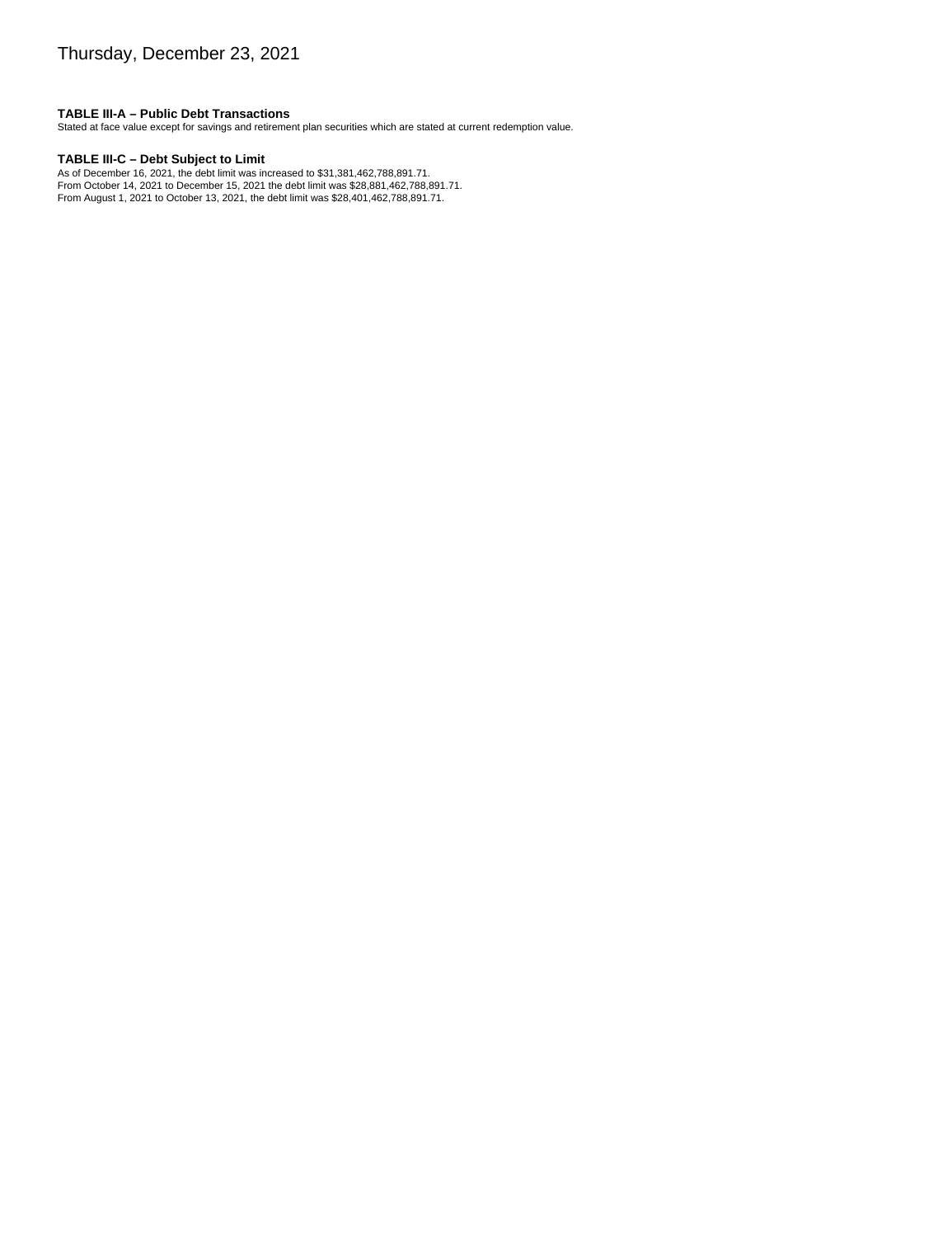Thursday, December 23, 2021

**TABLE III-A – Public Debt Transactions**

Stated at face value except for savings and retirement plan securities which are stated at current redemption value.

**TABLE III-C – Debt Subject to Limit**

As of December 16, 2021, the debt limit was increased to $31,381,462,788,891.71.
From October 14, 2021 to December 15, 2021 the debt limit was $28,881,462,788,891.71.
From August 1, 2021 to October 13, 2021, the debt limit was $28,401,462,788,891.71.